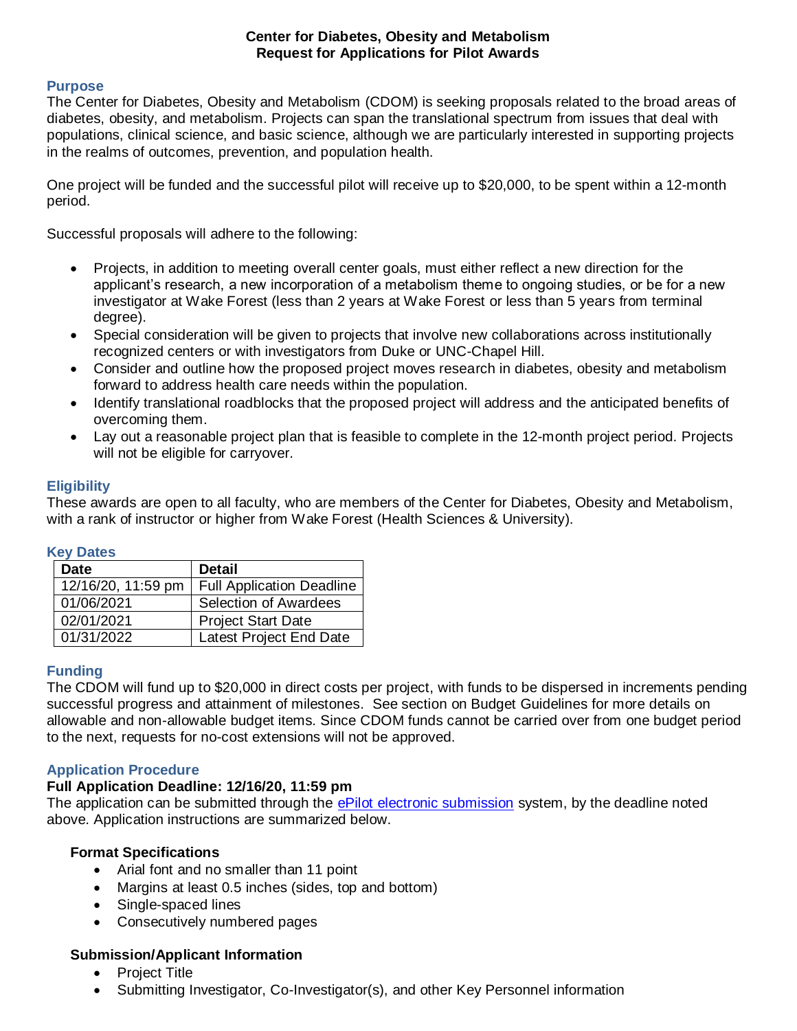# Center for Diabetes, Obesity and Metabolism
# Request for Applications for Pilot Awards

## Purpose

The Center for Diabetes, Obesity and Metabolism (CDOM) is seeking proposals related to the broad areas of diabetes, obesity, and metabolism. Projects can span the translational spectrum from issues that deal with populations, clinical science, and basic science, although we are particularly interested in supporting projects in the realms of outcomes, prevention, and population health.

One project will be funded and the successful pilot will receive up to $20,000, to be spent within a 12-month period.

Successful proposals will adhere to the following:

- Projects, in addition to meeting overall center goals, must either reflect a new direction for the applicant's research, a new incorporation of a metabolism theme to ongoing studies, or be for a new investigator at Wake Forest (less than 2 years at Wake Forest or less than 5 years from terminal degree).
- Special consideration will be given to projects that involve new collaborations across institutionally recognized centers or with investigators from Duke or UNC-Chapel Hill.
- Consider and outline how the proposed project moves research in diabetes, obesity and metabolism forward to address health care needs within the population.
- Identify translational roadblocks that the proposed project will address and the anticipated benefits of overcoming them.
- Lay out a reasonable project plan that is feasible to complete in the 12-month project period. Projects will not be eligible for carryover.

## Eligibility

These awards are open to all faculty, who are members of the Center for Diabetes, Obesity and Metabolism, with a rank of instructor or higher from Wake Forest (Health Sciences & University).

## Key Dates

| Date | Detail |
|---|---|
| 12/16/20, 11:59 pm | Full Application Deadline |
| 01/06/2021 | Selection of Awardees |
| 02/01/2021 | Project Start Date |
| 01/31/2022 | Latest Project End Date |

## Funding

The CDOM will fund up to $20,000 in direct costs per project, with funds to be dispersed in increments pending successful progress and attainment of milestones. See section on Budget Guidelines for more details on allowable and non-allowable budget items. Since CDOM funds cannot be carried over from one budget period to the next, requests for no-cost extensions will not be approved.

## Application Procedure

**Full Application Deadline: 12/16/20, 11:59 pm**

The application can be submitted through the ePilot electronic submission system, by the deadline noted above. Application instructions are summarized below.

### Format Specifications

- Arial font and no smaller than 11 point
- Margins at least 0.5 inches (sides, top and bottom)
- Single-spaced lines
- Consecutively numbered pages

### Submission/Applicant Information

- Project Title
- Submitting Investigator, Co-Investigator(s), and other Key Personnel information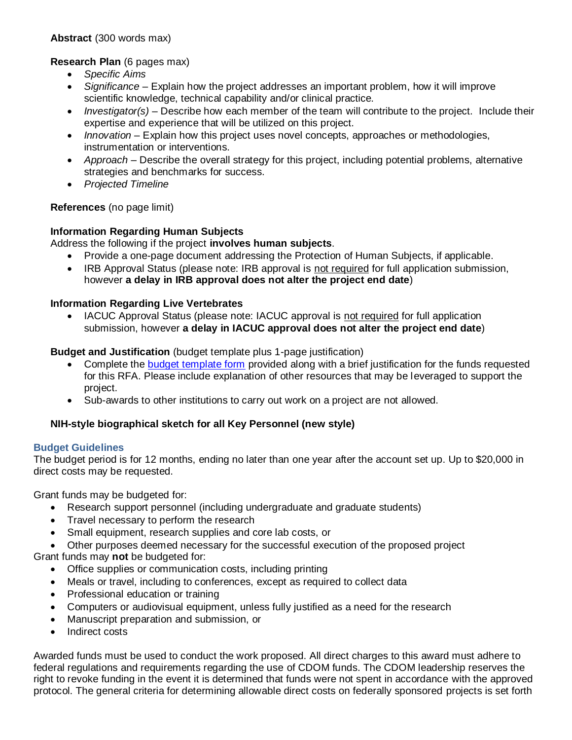**Abstract** (300 words max)

**Research Plan** (6 pages max)

- *Specific Aims*
- *Significance* – Explain how the project addresses an important problem, how it will improve scientific knowledge, technical capability and/or clinical practice.
- *Investigator(s)* – Describe how each member of the team will contribute to the project. Include their expertise and experience that will be utilized on this project.
- *Innovation* – Explain how this project uses novel concepts, approaches or methodologies, instrumentation or interventions.
- *Approach* – Describe the overall strategy for this project, including potential problems, alternative strategies and benchmarks for success.
- *Projected Timeline*

**References** (no page limit)

**Information Regarding Human Subjects**

Address the following if the project **involves human subjects**.

- Provide a one-page document addressing the Protection of Human Subjects, if applicable.
- IRB Approval Status (please note: IRB approval is not required for full application submission, however **a delay in IRB approval does not alter the project end date**)

**Information Regarding Live Vertebrates**

- IACUC Approval Status (please note: IACUC approval is not required for full application submission, however **a delay in IACUC approval does not alter the project end date**)

**Budget and Justification** (budget template plus 1-page justification)

- Complete the budget template form provided along with a brief justification for the funds requested for this RFA. Please include explanation of other resources that may be leveraged to support the project.
- Sub-awards to other institutions to carry out work on a project are not allowed.

**NIH-style biographical sketch for all Key Personnel (new style)**

## Budget Guidelines

The budget period is for 12 months, ending no later than one year after the account set up. Up to $20,000 in direct costs may be requested.

Grant funds may be budgeted for:

- Research support personnel (including undergraduate and graduate students)
- Travel necessary to perform the research
- Small equipment, research supplies and core lab costs, or
- Other purposes deemed necessary for the successful execution of the proposed project

Grant funds may **not** be budgeted for:

- Office supplies or communication costs, including printing
- Meals or travel, including to conferences, except as required to collect data
- Professional education or training
- Computers or audiovisual equipment, unless fully justified as a need for the research
- Manuscript preparation and submission, or
- Indirect costs

Awarded funds must be used to conduct the work proposed. All direct charges to this award must adhere to federal regulations and requirements regarding the use of CDOM funds. The CDOM leadership reserves the right to revoke funding in the event it is determined that funds were not spent in accordance with the approved protocol. The general criteria for determining allowable direct costs on federally sponsored projects is set forth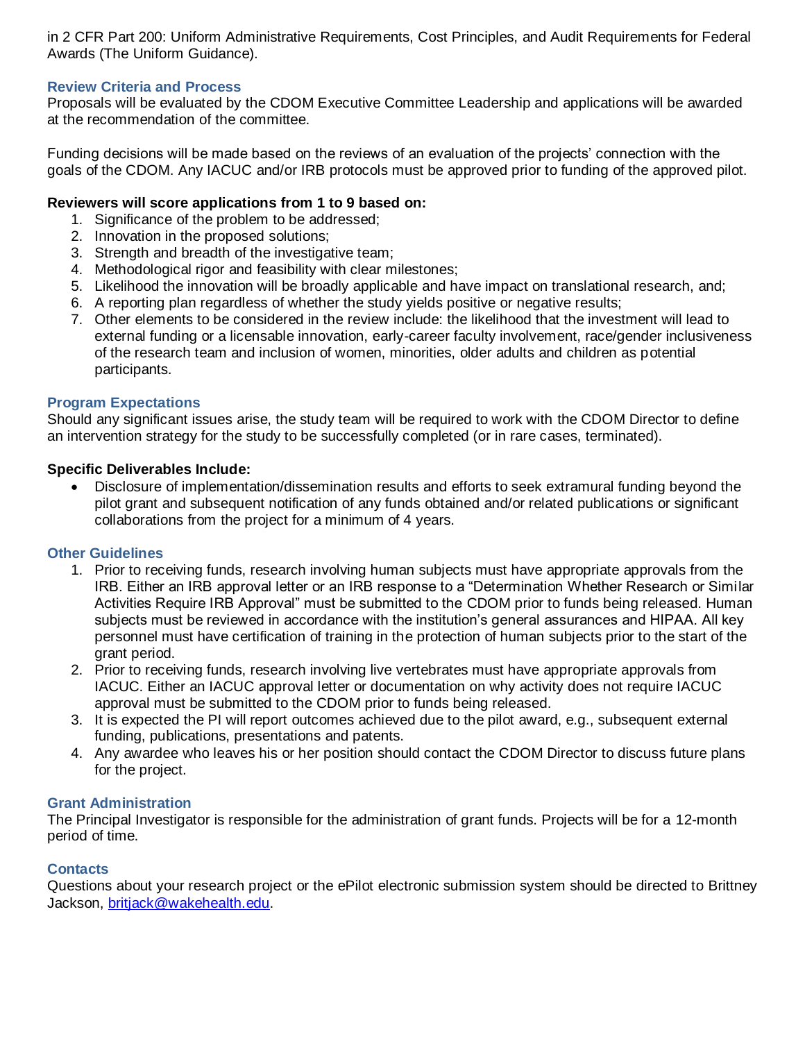in 2 CFR Part 200: Uniform Administrative Requirements, Cost Principles, and Audit Requirements for Federal Awards (The Uniform Guidance).

### Review Criteria and Process

Proposals will be evaluated by the CDOM Executive Committee Leadership and applications will be awarded at the recommendation of the committee.

Funding decisions will be made based on the reviews of an evaluation of the projects' connection with the goals of the CDOM. Any IACUC and/or IRB protocols must be approved prior to funding of the approved pilot.

**Reviewers will score applications from 1 to 9 based on:**

1. Significance of the problem to be addressed;
2. Innovation in the proposed solutions;
3. Strength and breadth of the investigative team;
4. Methodological rigor and feasibility with clear milestones;
5. Likelihood the innovation will be broadly applicable and have impact on translational research, and;
6. A reporting plan regardless of whether the study yields positive or negative results;
7. Other elements to be considered in the review include: the likelihood that the investment will lead to external funding or a licensable innovation, early-career faculty involvement, race/gender inclusiveness of the research team and inclusion of women, minorities, older adults and children as potential participants.

### Program Expectations

Should any significant issues arise, the study team will be required to work with the CDOM Director to define an intervention strategy for the study to be successfully completed (or in rare cases, terminated).

**Specific Deliverables Include:**

- Disclosure of implementation/dissemination results and efforts to seek extramural funding beyond the pilot grant and subsequent notification of any funds obtained and/or related publications or significant collaborations from the project for a minimum of 4 years.

### Other Guidelines

1. Prior to receiving funds, research involving human subjects must have appropriate approvals from the IRB. Either an IRB approval letter or an IRB response to a "Determination Whether Research or Similar Activities Require IRB Approval" must be submitted to the CDOM prior to funds being released. Human subjects must be reviewed in accordance with the institution's general assurances and HIPAA. All key personnel must have certification of training in the protection of human subjects prior to the start of the grant period.
2. Prior to receiving funds, research involving live vertebrates must have appropriate approvals from IACUC. Either an IACUC approval letter or documentation on why activity does not require IACUC approval must be submitted to the CDOM prior to funds being released.
3. It is expected the PI will report outcomes achieved due to the pilot award, e.g., subsequent external funding, publications, presentations and patents.
4. Any awardee who leaves his or her position should contact the CDOM Director to discuss future plans for the project.

### Grant Administration

The Principal Investigator is responsible for the administration of grant funds. Projects will be for a 12-month period of time.

### Contacts

Questions about your research project or the ePilot electronic submission system should be directed to Brittney Jackson, britjack@wakehealth.edu.